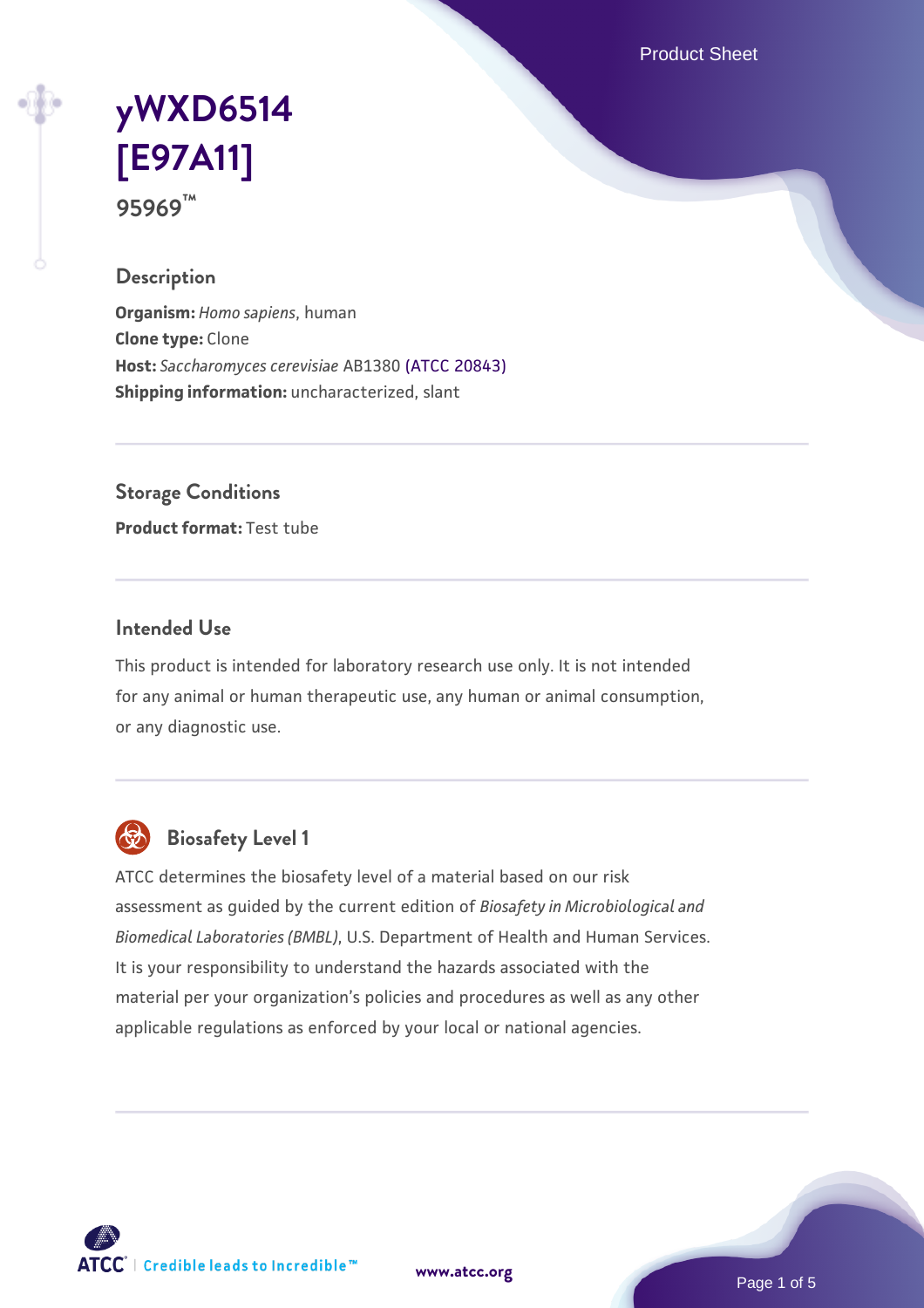# yWXD6514 [E97A11]

95969™

## Description

**Organism:** *Homo sapiens*, human
**Clone type:** Clone
**Host:** *Saccharomyces cerevisiae* AB1380 (ATCC 20843)
**Shipping information:** uncharacterized, slant

## Storage Conditions

**Product format:** Test tube

## Intended Use

This product is intended for laboratory research use only. It is not intended for any animal or human therapeutic use, any human or animal consumption, or any diagnostic use.

## Biosafety Level 1

ATCC determines the biosafety level of a material based on our risk assessment as guided by the current edition of *Biosafety in Microbiological and Biomedical Laboratories (BMBL)*, U.S. Department of Health and Human Services. It is your responsibility to understand the hazards associated with the material per your organization's policies and procedures as well as any other applicable regulations as enforced by your local or national agencies.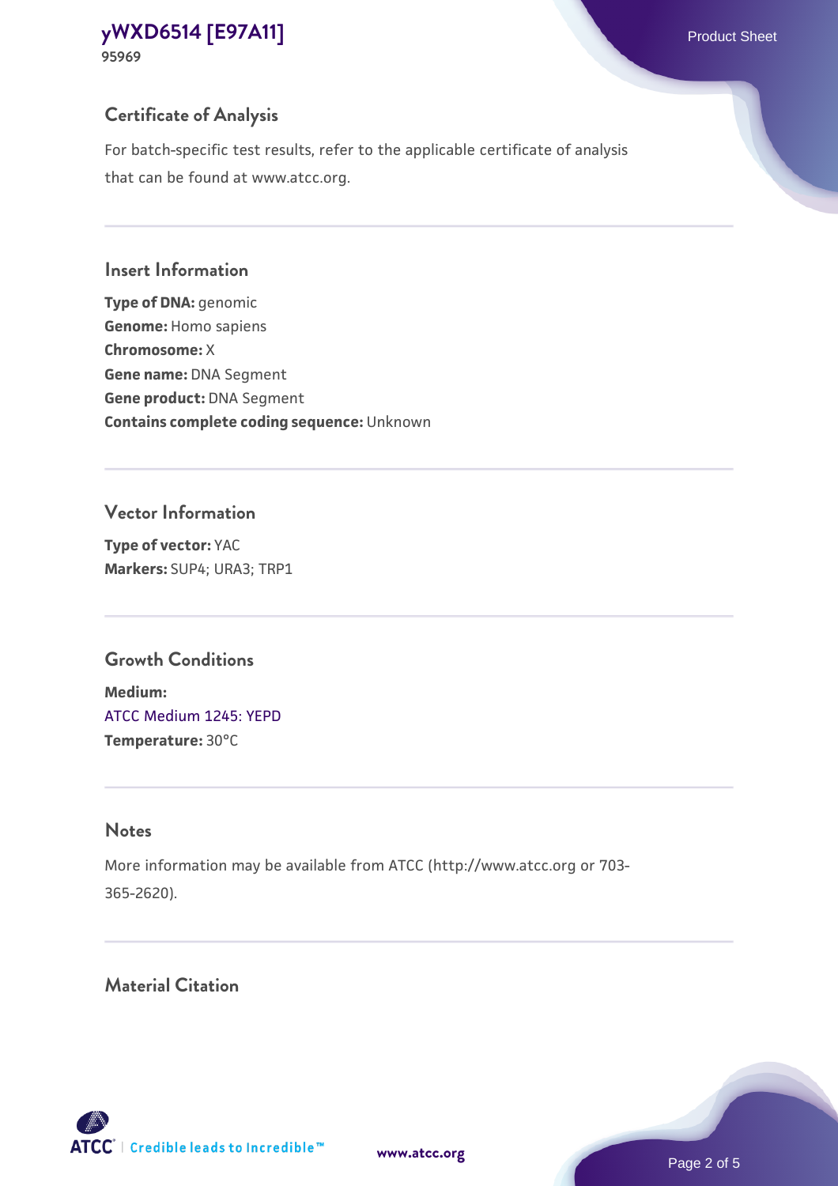## Certificate of Analysis

For batch-specific test results, refer to the applicable certificate of analysis that can be found at www.atcc.org.

## Insert Information

**Type of DNA:** genomic
**Genome:** Homo sapiens
**Chromosome:** X
**Gene name:** DNA Segment
**Gene product:** DNA Segment
**Contains complete coding sequence:** Unknown

## Vector Information

**Type of vector:** YAC
**Markers:** SUP4; URA3; TRP1

## Growth Conditions

**Medium:**
ATCC Medium 1245: YEPD
**Temperature:** 30°C

## Notes

More information may be available from ATCC (http://www.atcc.org or 703-365-2620).

## Material Citation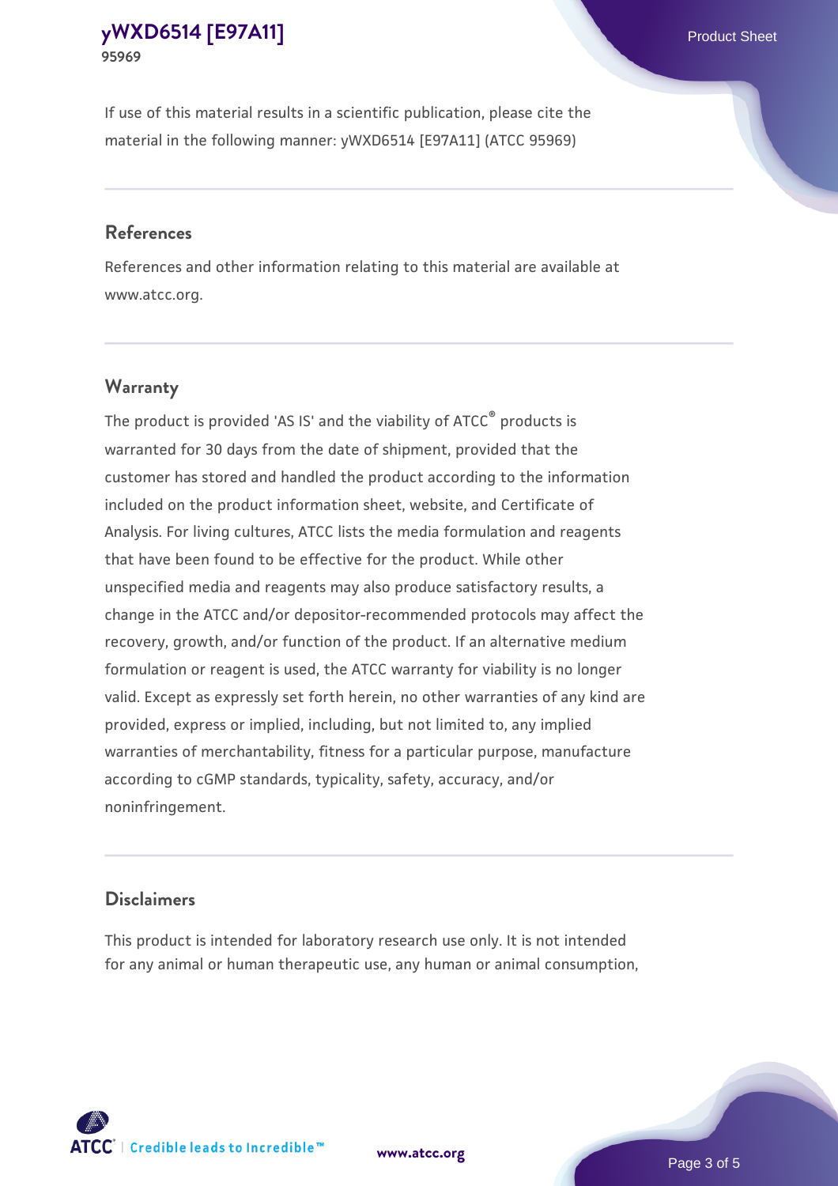If use of this material results in a scientific publication, please cite the material in the following manner: yWXD6514 [E97A11] (ATCC 95969)

## References

References and other information relating to this material are available at www.atcc.org.

## Warranty

The product is provided 'AS IS' and the viability of ATCC® products is warranted for 30 days from the date of shipment, provided that the customer has stored and handled the product according to the information included on the product information sheet, website, and Certificate of Analysis. For living cultures, ATCC lists the media formulation and reagents that have been found to be effective for the product. While other unspecified media and reagents may also produce satisfactory results, a change in the ATCC and/or depositor-recommended protocols may affect the recovery, growth, and/or function of the product. If an alternative medium formulation or reagent is used, the ATCC warranty for viability is no longer valid. Except as expressly set forth herein, no other warranties of any kind are provided, express or implied, including, but not limited to, any implied warranties of merchantability, fitness for a particular purpose, manufacture according to cGMP standards, typicality, safety, accuracy, and/or noninfringement.

## Disclaimers

This product is intended for laboratory research use only. It is not intended for any animal or human therapeutic use, any human or animal consumption,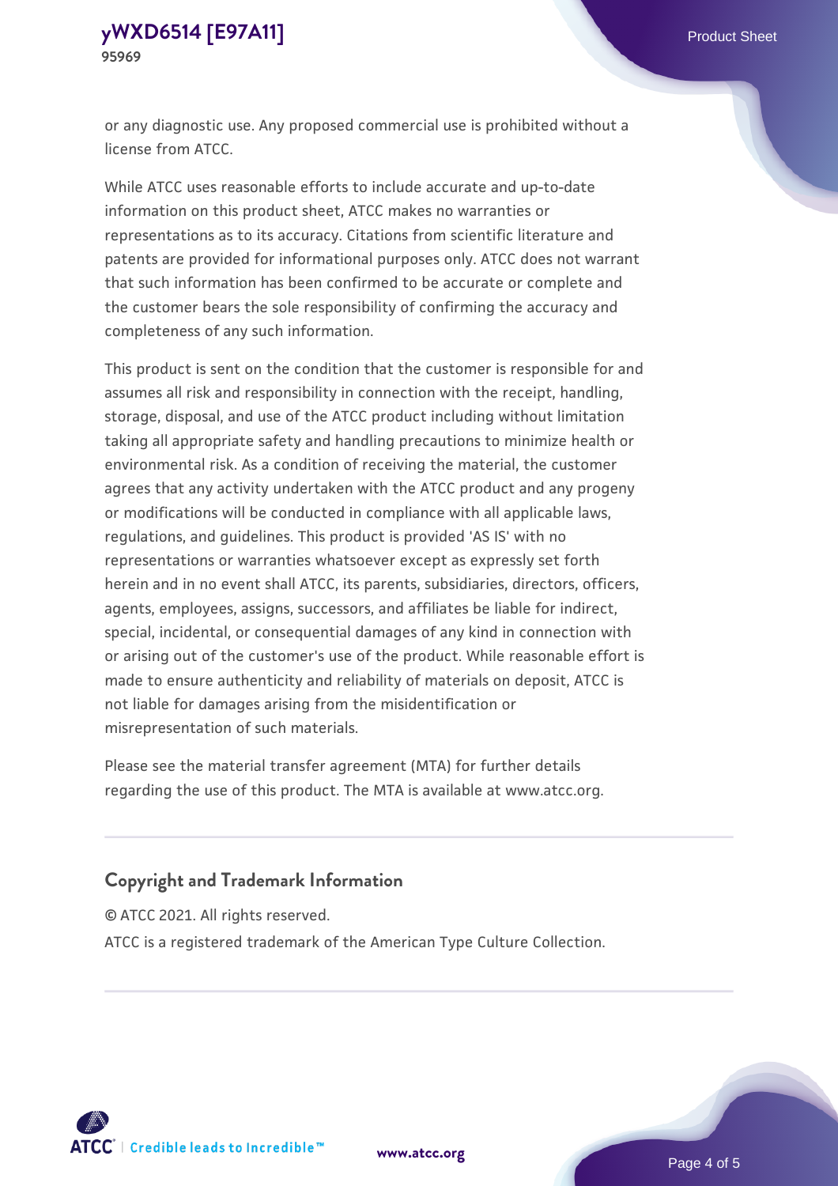or any diagnostic use. Any proposed commercial use is prohibited without a license from ATCC.

While ATCC uses reasonable efforts to include accurate and up-to-date information on this product sheet, ATCC makes no warranties or representations as to its accuracy. Citations from scientific literature and patents are provided for informational purposes only. ATCC does not warrant that such information has been confirmed to be accurate or complete and the customer bears the sole responsibility of confirming the accuracy and completeness of any such information.

This product is sent on the condition that the customer is responsible for and assumes all risk and responsibility in connection with the receipt, handling, storage, disposal, and use of the ATCC product including without limitation taking all appropriate safety and handling precautions to minimize health or environmental risk. As a condition of receiving the material, the customer agrees that any activity undertaken with the ATCC product and any progeny or modifications will be conducted in compliance with all applicable laws, regulations, and guidelines. This product is provided 'AS IS' with no representations or warranties whatsoever except as expressly set forth herein and in no event shall ATCC, its parents, subsidiaries, directors, officers, agents, employees, assigns, successors, and affiliates be liable for indirect, special, incidental, or consequential damages of any kind in connection with or arising out of the customer's use of the product. While reasonable effort is made to ensure authenticity and reliability of materials on deposit, ATCC is not liable for damages arising from the misidentification or misrepresentation of such materials.

Please see the material transfer agreement (MTA) for further details regarding the use of this product. The MTA is available at www.atcc.org.

## Copyright and Trademark Information

© ATCC 2021. All rights reserved.

ATCC is a registered trademark of the American Type Culture Collection.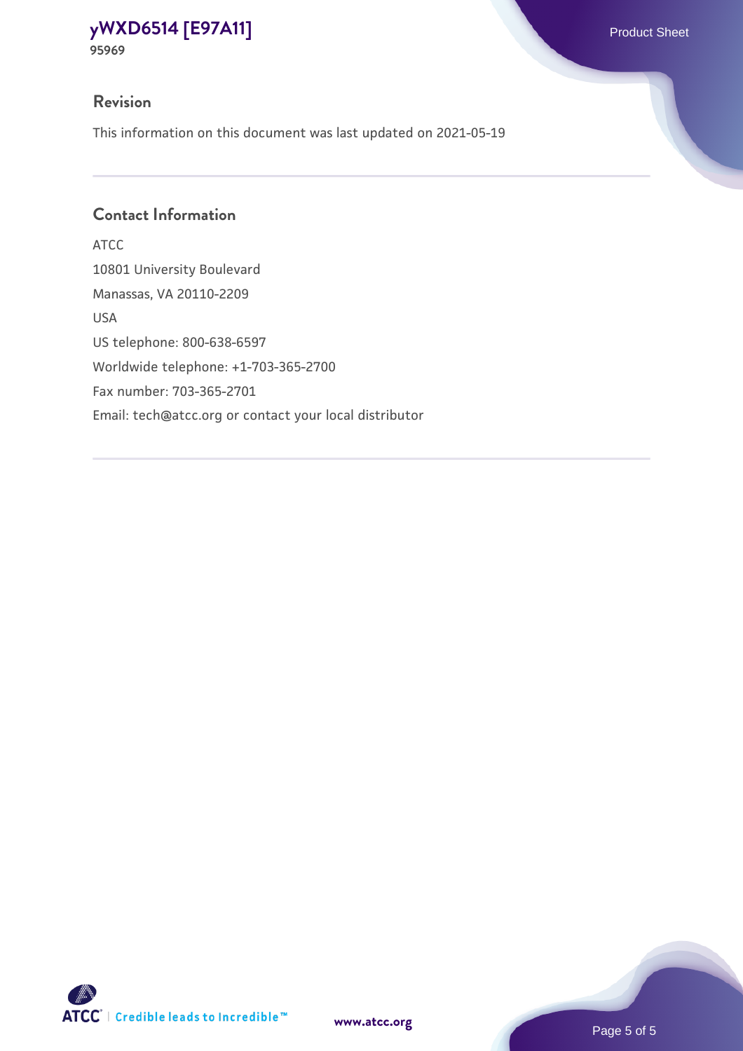## Revision

This information on this document was last updated on 2021-05-19

## Contact Information

ATCC
10801 University Boulevard
Manassas, VA 20110-2209
USA
US telephone: 800-638-6597
Worldwide telephone: +1-703-365-2700
Fax number: 703-365-2701
Email: tech@atcc.org or contact your local distributor